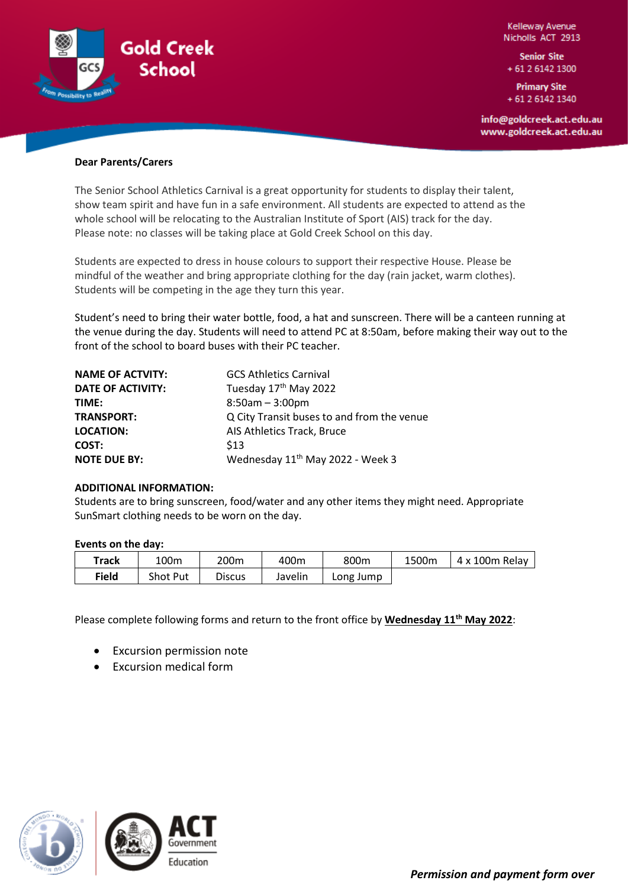Gold Creek School

Kelleway Avenue
Nicholls ACT 2913

Senior Site
+ 61 2 6142 1300

Primary Site
+ 61 2 6142 1340

info@goldcreek.act.edu.au
www.goldcreek.act.edu.au

**Dear Parents/Carers**

The Senior School Athletics Carnival is a great opportunity for students to display their talent, show team spirit and have fun in a safe environment. All students are expected to attend as the whole school will be relocating to the Australian Institute of Sport (AIS) track for the day. Please note: no classes will be taking place at Gold Creek School on this day.

Students are expected to dress in house colours to support their respective House. Please be mindful of the weather and bring appropriate clothing for the day (rain jacket, warm clothes). Students will be competing in the age they turn this year.

Student's need to bring their water bottle, food, a hat and sunscreen. There will be a canteen running at the venue during the day. Students will need to attend PC at 8:50am, before making their way out to the front of the school to board buses with their PC teacher.

| | |
|---|---|
| **NAME OF ACTVITY:** | GCS Athletics Carnival |
| **DATE OF ACTIVITY:** | Tuesday 17th May 2022 |
| **TIME:** | 8:50am – 3:00pm |
| **TRANSPORT:** | Q City Transit buses to and from the venue |
| **LOCATION:** | AIS Athletics Track, Bruce |
| **COST:** | $13 |
| **NOTE DUE BY:** | Wednesday 11th May 2022 - Week 3 |

**ADDITIONAL INFORMATION:**
Students are to bring sunscreen, food/water and any other items they might need. Appropriate SunSmart clothing needs to be worn on the day.

**Events on the day:**

| **Track** | 100m | 200m | 400m | 800m | 1500m | 4 x 100m Relay |
|---|---|---|---|---|---|---|
| **Field** | Shot Put | Discus | Javelin | Long Jump | | |

Please complete following forms and return to the front office by **Wednesday 11th May 2022**:

- Excursion permission note
- Excursion medical form

***Permission and payment form over***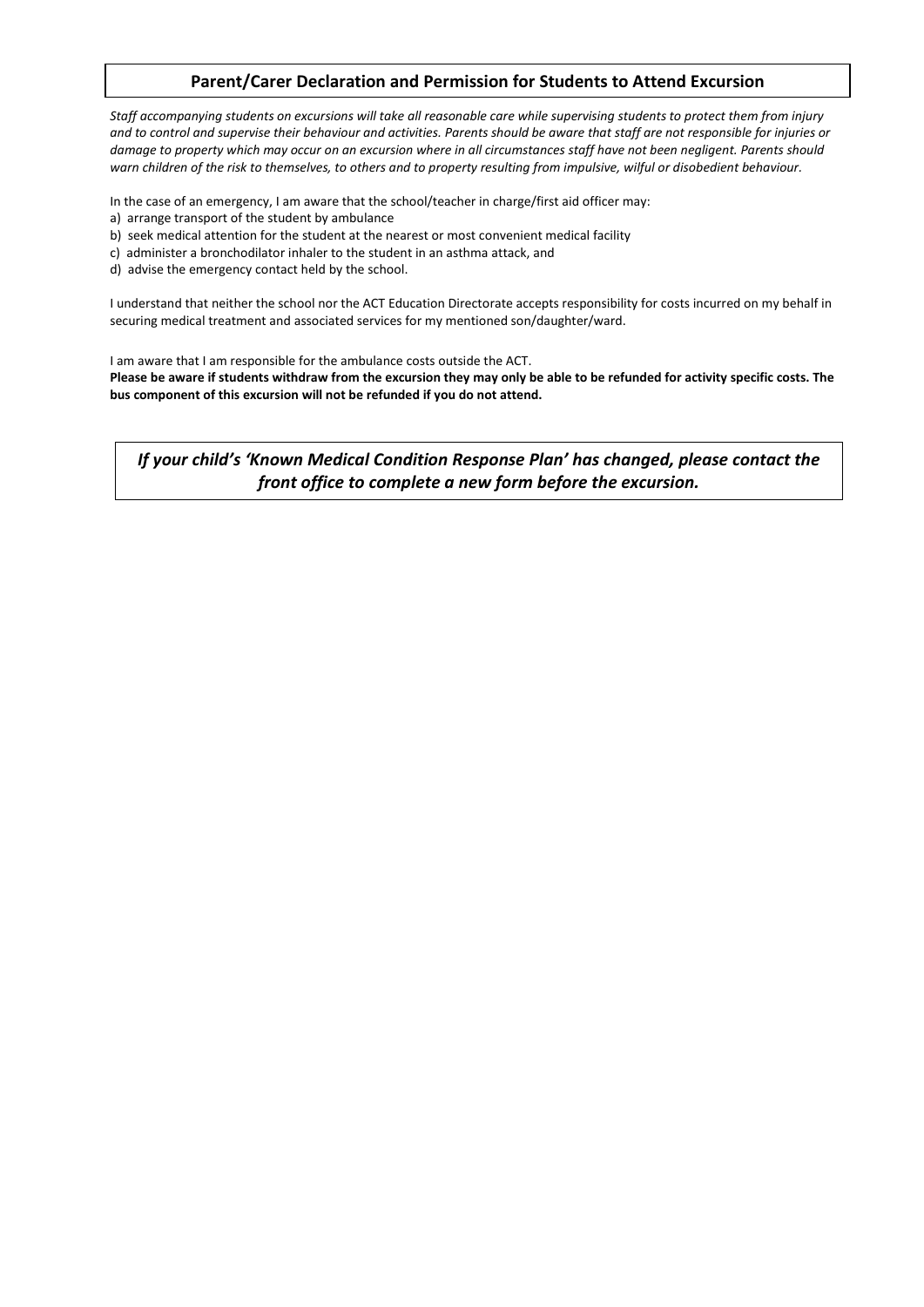## Parent/Carer Declaration and Permission for Students to Attend Excursion

*Staff accompanying students on excursions will take all reasonable care while supervising students to protect them from injury and to control and supervise their behaviour and activities. Parents should be aware that staff are not responsible for injuries or damage to property which may occur on an excursion where in all circumstances staff have not been negligent. Parents should warn children of the risk to themselves, to others and to property resulting from impulsive, wilful or disobedient behaviour.*

In the case of an emergency, I am aware that the school/teacher in charge/first aid officer may:

a) arrange transport of the student by ambulance
b) seek medical attention for the student at the nearest or most convenient medical facility
c) administer a bronchodilator inhaler to the student in an asthma attack, and
d) advise the emergency contact held by the school.

I understand that neither the school nor the ACT Education Directorate accepts responsibility for costs incurred on my behalf in securing medical treatment and associated services for my mentioned son/daughter/ward.

I am aware that I am responsible for the ambulance costs outside the ACT.
**Please be aware if students withdraw from the excursion they may only be able to be refunded for activity specific costs. The bus component of this excursion will not be refunded if you do not attend.**

***If your child's 'Known Medical Condition Response Plan' has changed, please contact the front office to complete a new form before the excursion.***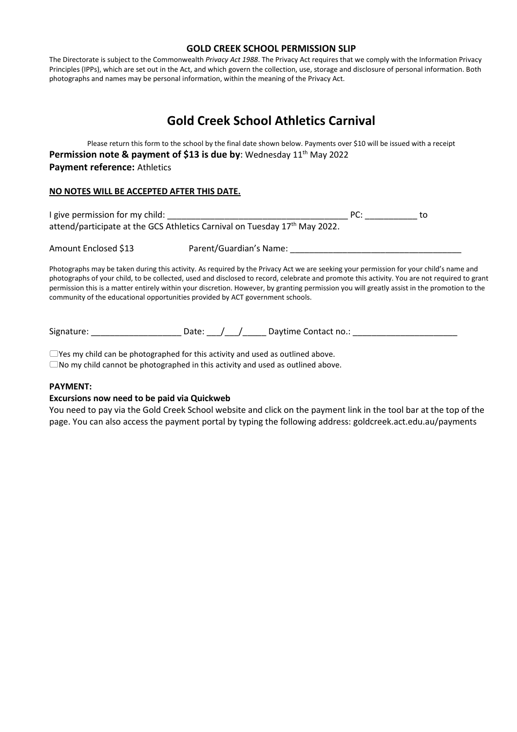**GOLD CREEK SCHOOL PERMISSION SLIP**

The Directorate is subject to the Commonwealth *Privacy Act 1988*. The Privacy Act requires that we comply with the Information Privacy Principles (IPPs), which are set out in the Act, and which govern the collection, use, storage and disclosure of personal information. Both photographs and names may be personal information, within the meaning of the Privacy Act.

# Gold Creek School Athletics Carnival

Please return this form to the school by the final date shown below. Payments over $10 will be issued with a receipt

**Permission note & payment of $13 is due by**: Wednesday 11th May 2022

**Payment reference:** Athletics

**NO NOTES WILL BE ACCEPTED AFTER THIS DATE.**

I give permission for my child: ______________________________________ PC: ___________ to attend/participate at the GCS Athletics Carnival on Tuesday 17th May 2022.

Amount Enclosed $13 Parent/Guardian's Name: ___________________________________

Photographs may be taken during this activity. As required by the Privacy Act we are seeking your permission for your child's name and photographs of your child, to be collected, used and disclosed to record, celebrate and promote this activity. You are not required to grant permission this is a matter entirely within your discretion. However, by granting permission you will greatly assist in the promotion to the community of the educational opportunities provided by ACT government schools.

Signature: ___________________ Date: ___/___/_____ Daytime Contact no.: ______________________

☐Yes my child can be photographed for this activity and used as outlined above.

☐No my child cannot be photographed in this activity and used as outlined above.

**PAYMENT:**

**Excursions now need to be paid via Quickweb**

You need to pay via the Gold Creek School website and click on the payment link in the tool bar at the top of the page. You can also access the payment portal by typing the following address: goldcreek.act.edu.au/payments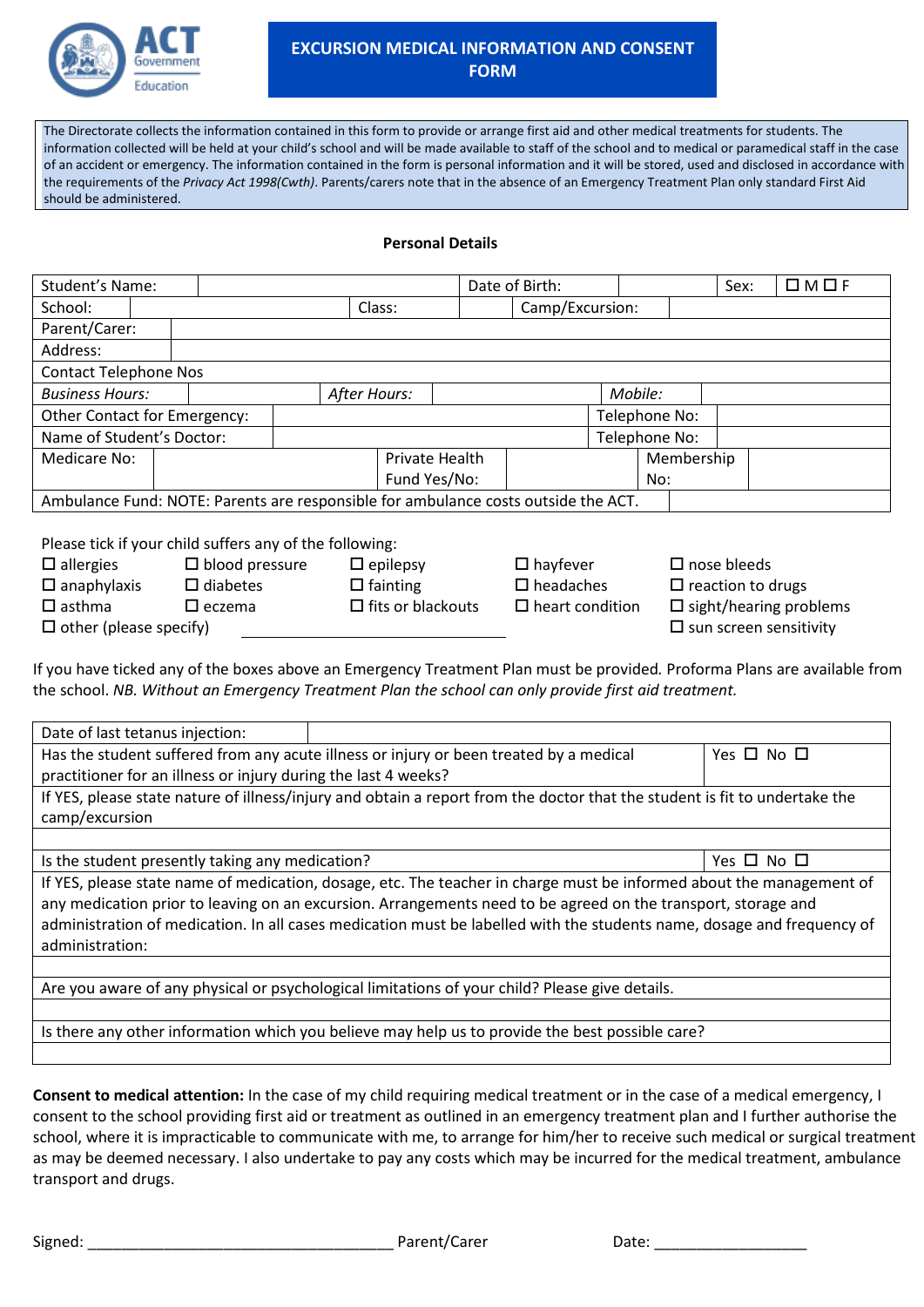ACT Government Education

# EXCURSION MEDICAL INFORMATION AND CONSENT FORM

The Directorate collects the information contained in this form to provide or arrange first aid and other medical treatments for students. The information collected will be held at your child's school and will be made available to staff of the school and to medical or paramedical staff in the case of an accident or emergency. The information contained in the form is personal information and it will be stored, used and disclosed in accordance with the requirements of the *Privacy Act 1998(Cwth)*. Parents/carers note that in the absence of an Emergency Treatment Plan only standard First Aid should be administered.

**Personal Details**

| | | | | | |
|---|---|---|---|---|---|
| Student's Name: | | Date of Birth: | | Sex: | ☐ M ☐ F |
| School: | | Class: | | Camp/Excursion: | |
| Parent/Carer: | | | | | |
| Address: | | | | | |
| Contact Telephone Nos | | | | | |
| *Business Hours:* | | *After Hours:* | | *Mobile:* | |
| Other Contact for Emergency: | | | | Telephone No: | |
| Name of Student's Doctor: | | | | Telephone No: | |
| Medicare No: | | Private Health Fund Yes/No: | | Membership No: | |
| Ambulance Fund: NOTE: Parents are responsible for ambulance costs outside the ACT. | | | | | |

Please tick if your child suffers any of the following:

- ☐ allergies
- ☐ anaphylaxis
- ☐ asthma
- ☐ other (please specify) ____________________
- ☐ blood pressure
- ☐ diabetes
- ☐ eczema
- ☐ epilepsy
- ☐ fainting
- ☐ fits or blackouts
- ☐ hayfever
- ☐ headaches
- ☐ heart condition
- ☐ nose bleeds
- ☐ reaction to drugs
- ☐ sight/hearing problems
- ☐ sun screen sensitivity

If you have ticked any of the boxes above an Emergency Treatment Plan must be provided. Proforma Plans are available from the school. *NB. Without an Emergency Treatment Plan the school can only provide first aid treatment.*

| | |
|---|---|
| Date of last tetanus injection: | |
| Has the student suffered from any acute illness or injury or been treated by a medical practitioner for an illness or injury during the last 4 weeks? | Yes ☐ No ☐ |
| If YES, please state nature of illness/injury and obtain a report from the doctor that the student is fit to undertake the camp/excursion | |
| | |
| Is the student presently taking any medication? | Yes ☐ No ☐ |
| If YES, please state name of medication, dosage, etc. The teacher in charge must be informed about the management of any medication prior to leaving on an excursion. Arrangements need to be agreed on the transport, storage and administration of medication. In all cases medication must be labelled with the students name, dosage and frequency of administration: | |
| | |
| Are you aware of any physical or psychological limitations of your child? Please give details. | |
| | |
| Is there any other information which you believe may help us to provide the best possible care? | |
| | |

**Consent to medical attention:** In the case of my child requiring medical treatment or in the case of a medical emergency, I consent to the school providing first aid or treatment as outlined in an emergency treatment plan and I further authorise the school, where it is impracticable to communicate with me, to arrange for him/her to receive such medical or surgical treatment as may be deemed necessary. I also undertake to pay any costs which may be incurred for the medical treatment, ambulance transport and drugs.

Signed: ___________________________________ Parent/Carer Date: __________________